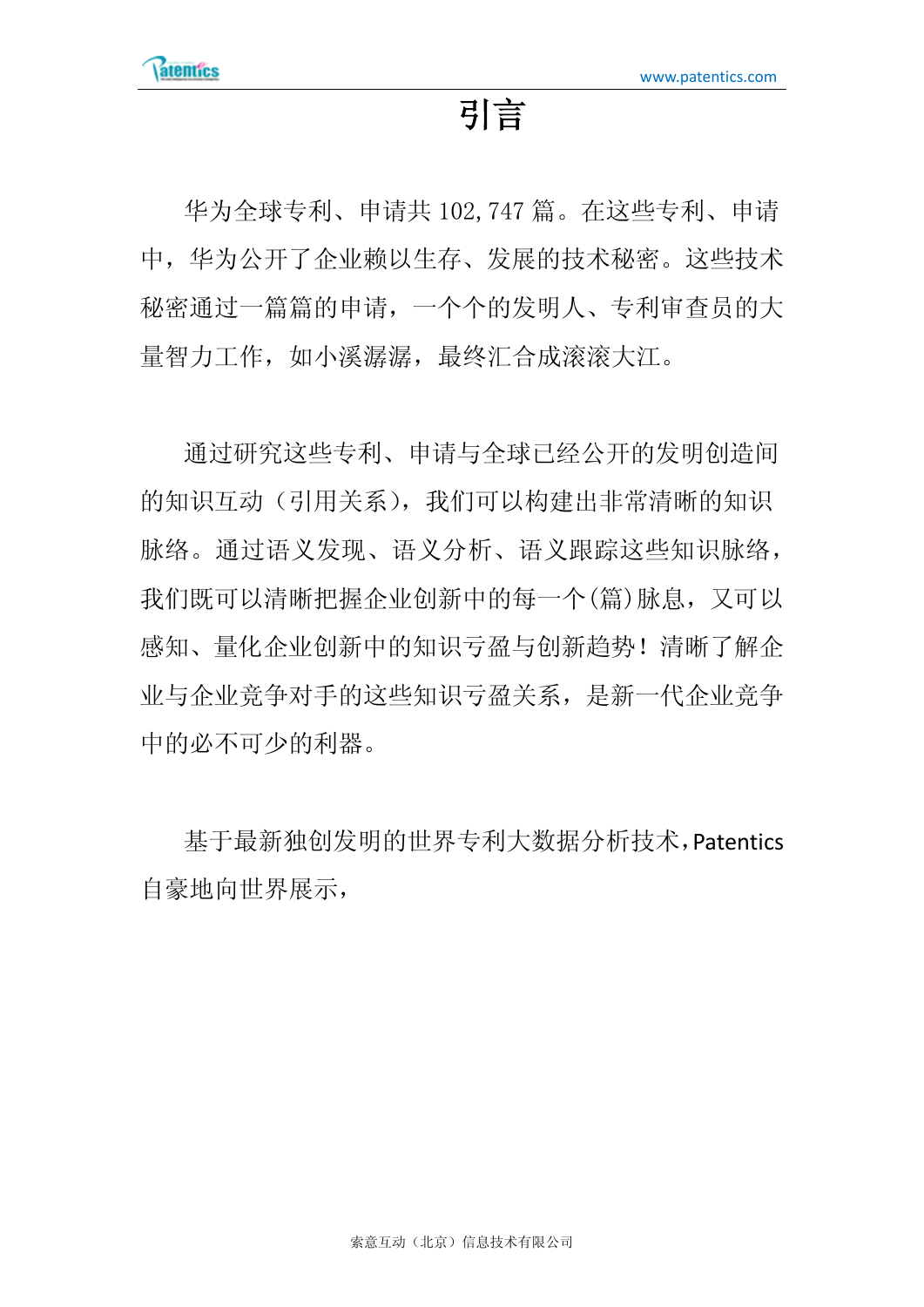# 引言

华为全球专利、申请共 102,747 篇。在这些专利、申请中，华为公开了企业赖以生存、发展的技术秘密。这些技术秘密通过一篇篇的申请，一个个的发明人、专利审查员的大量智力工作，如小溪潺潺，最终汇合成滚滚大江。

通过研究这些专利、申请与全球已经公开的发明创造间的知识互动（引用关系），我们可以构建出非常清晰的知识脉络。通过语义发现、语义分析、语义跟踪这些知识脉络，我们既可以清晰把握企业创新中的每一个(篇)脉息，又可以感知、量化企业创新中的知识亏盈与创新趋势！清晰了解企业与企业竞争对手的这些知识亏盈关系，是新一代企业竞争中的必不可少的利器。

基于最新独创发明的世界专利大数据分析技术，Patentics 自豪地向世界展示，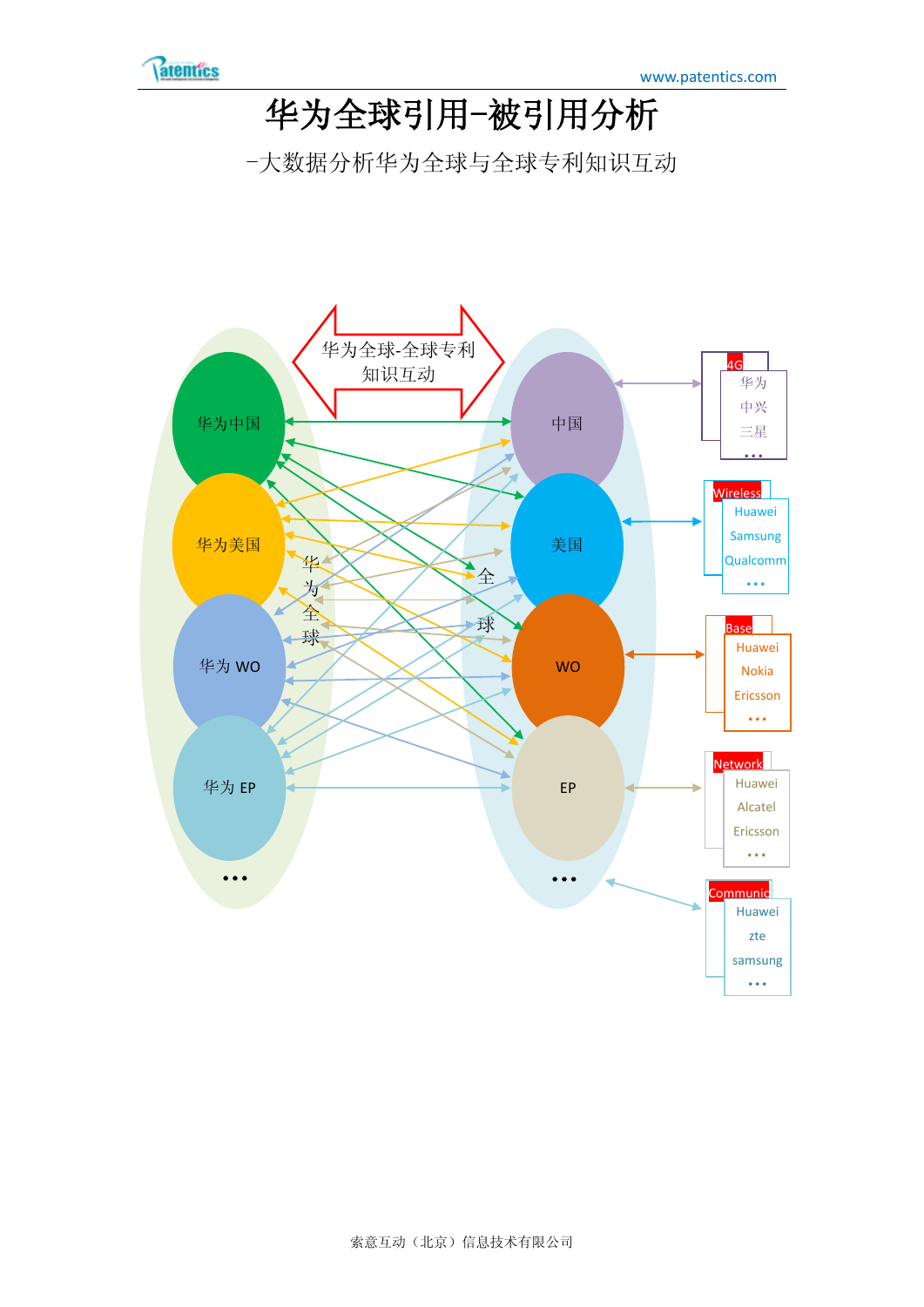# 华为全球引用-被引用分析

-大数据分析华为全球与全球专利知识互动

华为全球-全球专利知识互动

华为中国

华为美国

华为 WO

华为 EP

…

华为全球

中国

美国

WO

EP

…

全球

4G
华为
中兴
三星
…

Wireless
Huawei
Samsung
Qualcomm
…

Base
Huawei
Nokia
Ericsson
…

Network
Huawei
Alcatel
Ericsson
…

Communic
Huawei
zte
samsung
…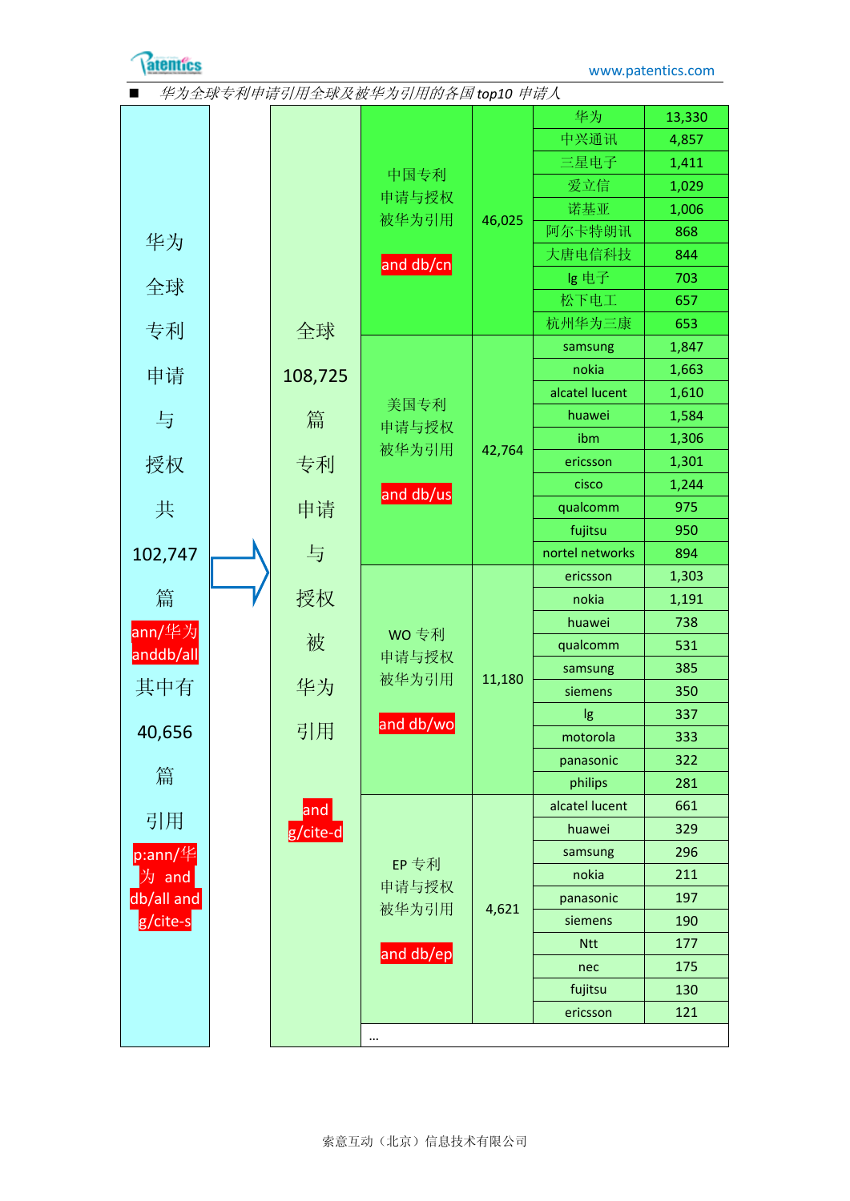■ *华为全球专利申请引用全球及被华为引用的各国 top10 申请人*

华为全球专利申请与授权共 102,747 篇 ann/华为 anddb/all 其中有 40,656 篇引用 p:ann/华为 and db/all and g/cite-s

⇒

全球 108,725 篇专利申请与授权被华为引用 and g/cite-d

| 类别 | 总数 | 申请人 | 数量 |
|---|---|---|---|
| 中国专利申请与授权被华为引用 and db/cn | 46,025 | 华为 | 13,330 |
| | | 中兴通讯 | 4,857 |
| | | 三星电子 | 1,411 |
| | | 爱立信 | 1,029 |
| | | 诺基亚 | 1,006 |
| | | 阿尔卡特朗讯 | 868 |
| | | 大唐电信科技 | 844 |
| | | lg 电子 | 703 |
| | | 松下电工 | 657 |
| | | 杭州华为三康 | 653 |
| 美国专利申请与授权被华为引用 and db/us | 42,764 | samsung | 1,847 |
| | | nokia | 1,663 |
| | | alcatel lucent | 1,610 |
| | | huawei | 1,584 |
| | | ibm | 1,306 |
| | | ericsson | 1,301 |
| | | cisco | 1,244 |
| | | qualcomm | 975 |
| | | fujitsu | 950 |
| | | nortel networks | 894 |
| WO 专利申请与授权被华为引用 and db/wo | 11,180 | ericsson | 1,303 |
| | | nokia | 1,191 |
| | | huawei | 738 |
| | | qualcomm | 531 |
| | | samsung | 385 |
| | | siemens | 350 |
| | | lg | 337 |
| | | motorola | 333 |
| | | panasonic | 322 |
| | | philips | 281 |
| EP 专利申请与授权被华为引用 and db/ep | 4,621 | alcatel lucent | 661 |
| | | huawei | 329 |
| | | samsung | 296 |
| | | nokia | 211 |
| | | panasonic | 197 |
| | | siemens | 190 |
| | | Ntt | 177 |
| | | nec | 175 |
| | | fujitsu | 130 |
| | | ericsson | 121 |
| ... | | | |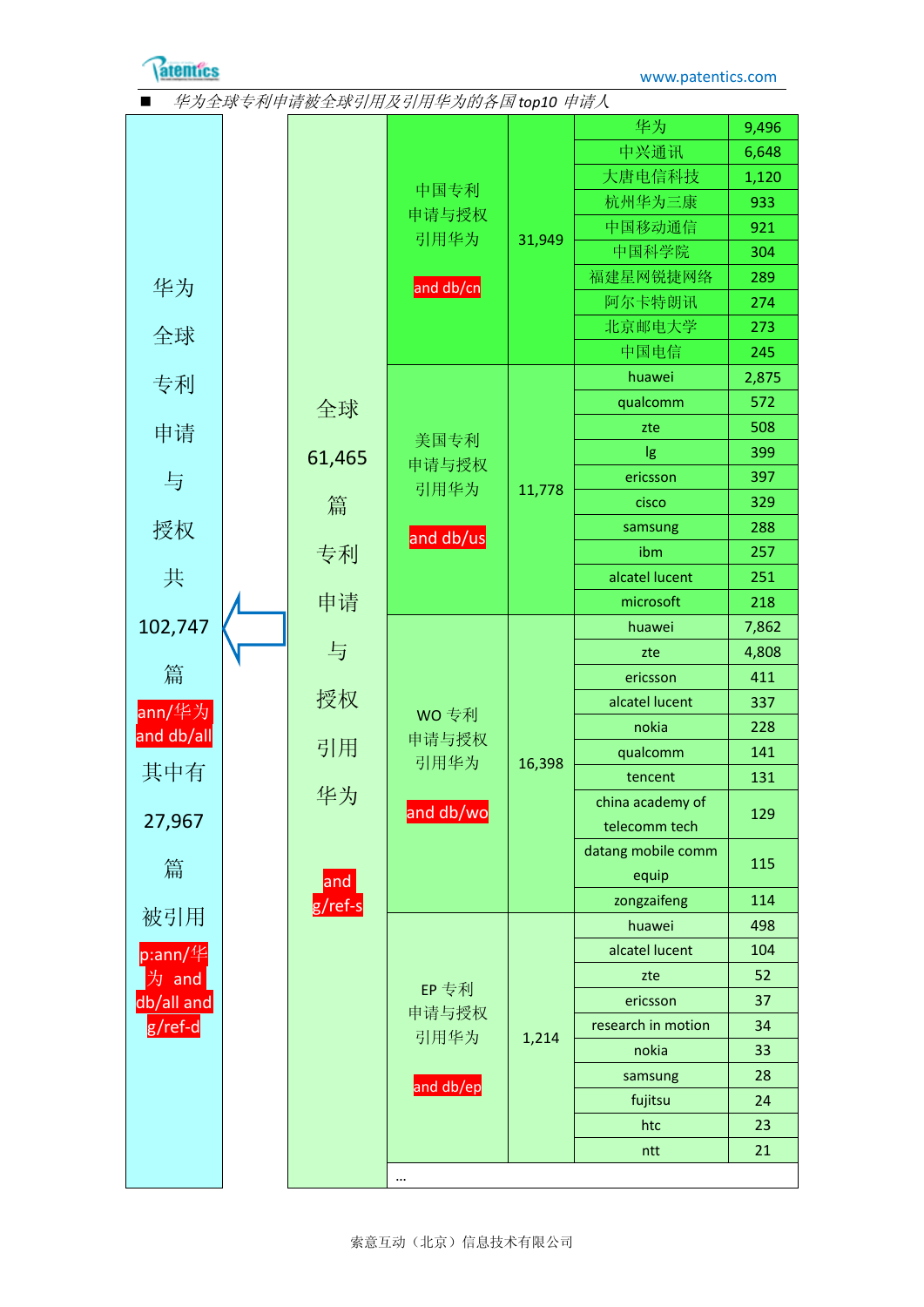■ *华为全球专利申请被全球引用及引用华为的各国 top10 申请人*

| 华为全球专利申请与授权共 102,747 篇 ann/华为 and db/all 其中有 27,967 篇被引用 p:ann/华为 and db/all and g/ref-d | 全球 61,465 篇专利申请与授权引用华为 and g/ref-s | 专利类别 | 引用数 | 申请人 | 数量 |
|---|---|---|---|---|---|
| | | 中国专利申请与授权引用华为 and db/cn | 31,949 | 华为 | 9,496 |
| | | | | 中兴通讯 | 6,648 |
| | | | | 大唐电信科技 | 1,120 |
| | | | | 杭州华为三康 | 933 |
| | | | | 中国移动通信 | 921 |
| | | | | 中国科学院 | 304 |
| | | | | 福建星网锐捷网络 | 289 |
| | | | | 阿尔卡特朗讯 | 274 |
| | | | | 北京邮电大学 | 273 |
| | | | | 中国电信 | 245 |
| | | 美国专利申请与授权引用华为 and db/us | 11,778 | huawei | 2,875 |
| | | | | qualcomm | 572 |
| | | | | zte | 508 |
| | | | | lg | 399 |
| | | | | ericsson | 397 |
| | | | | cisco | 329 |
| | | | | samsung | 288 |
| | | | | ibm | 257 |
| | | | | alcatel lucent | 251 |
| | | | | microsoft | 218 |
| | | WO 专利申请与授权引用华为 and db/wo | 16,398 | huawei | 7,862 |
| | | | | zte | 4,808 |
| | | | | ericsson | 411 |
| | | | | alcatel lucent | 337 |
| | | | | nokia | 228 |
| | | | | qualcomm | 141 |
| | | | | tencent | 131 |
| | | | | china academy of telecomm tech | 129 |
| | | | | datang mobile comm equip | 115 |
| | | | | zongzaifeng | 114 |
| | | EP 专利申请与授权引用华为 and db/ep | 1,214 | huawei | 498 |
| | | | | alcatel lucent | 104 |
| | | | | zte | 52 |
| | | | | ericsson | 37 |
| | | | | research in motion | 34 |
| | | | | nokia | 33 |
| | | | | samsung | 28 |
| | | | | fujitsu | 24 |
| | | | | htc | 23 |
| | | | | ntt | 21 |
| | | ... | | | |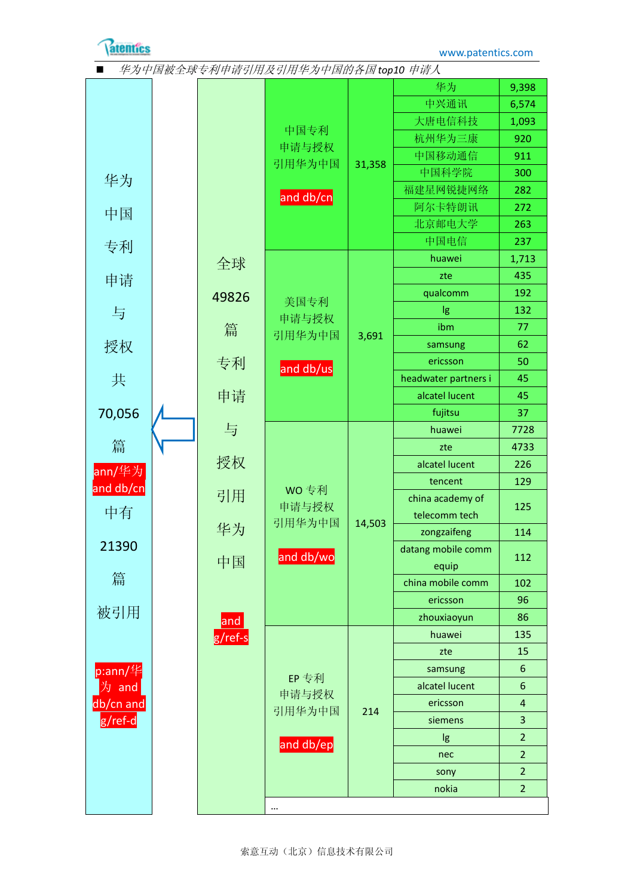■ *华为中国被全球专利申请引用及引用华为中国的各国top10 申请人*

华为中国专利申请与授权共70,056篇 ann/华为 and db/cn 中有21390篇被引用 p:ann/华为 and db/cn and g/ref-d

| 全球 | 类别 | 数量 | 申请人 | 引用数 |
|---|---|---|---|---|
| 全球49826篇专利申请与授权引用华为中国 and g/ref-s | 中国专利申请与授权引用华为中国 and db/cn | 31,358 | 华为 | 9,398 |
| | | | 中兴通讯 | 6,574 |
| | | | 大唐电信科技 | 1,093 |
| | | | 杭州华为三康 | 920 |
| | | | 中国移动通信 | 911 |
| | | | 中国科学院 | 300 |
| | | | 福建星网锐捷网络 | 282 |
| | | | 阿尔卡特朗讯 | 272 |
| | | | 北京邮电大学 | 263 |
| | | | 中国电信 | 237 |
| | 美国专利申请与授权引用华为中国 and db/us | 3,691 | huawei | 1,713 |
| | | | zte | 435 |
| | | | qualcomm | 192 |
| | | | lg | 132 |
| | | | ibm | 77 |
| | | | samsung | 62 |
| | | | ericsson | 50 |
| | | | headwater partners i | 45 |
| | | | alcatel lucent | 45 |
| | | | fujitsu | 37 |
| | WO 专利申请与授权引用华为中国 and db/wo | 14,503 | huawei | 7728 |
| | | | zte | 4733 |
| | | | alcatel lucent | 226 |
| | | | tencent | 129 |
| | | | china academy of telecomm tech | 125 |
| | | | zongzaifeng | 114 |
| | | | datang mobile comm equip | 112 |
| | | | china mobile comm | 102 |
| | | | ericsson | 96 |
| | | | zhouxiaoyun | 86 |
| | EP 专利申请与授权引用华为中国 and db/ep | 214 | huawei | 135 |
| | | | zte | 15 |
| | | | samsung | 6 |
| | | | alcatel lucent | 6 |
| | | | ericsson | 4 |
| | | | siemens | 3 |
| | | | lg | 2 |
| | | | nec | 2 |
| | | | sony | 2 |
| | | | nokia | 2 |
| | … | | | |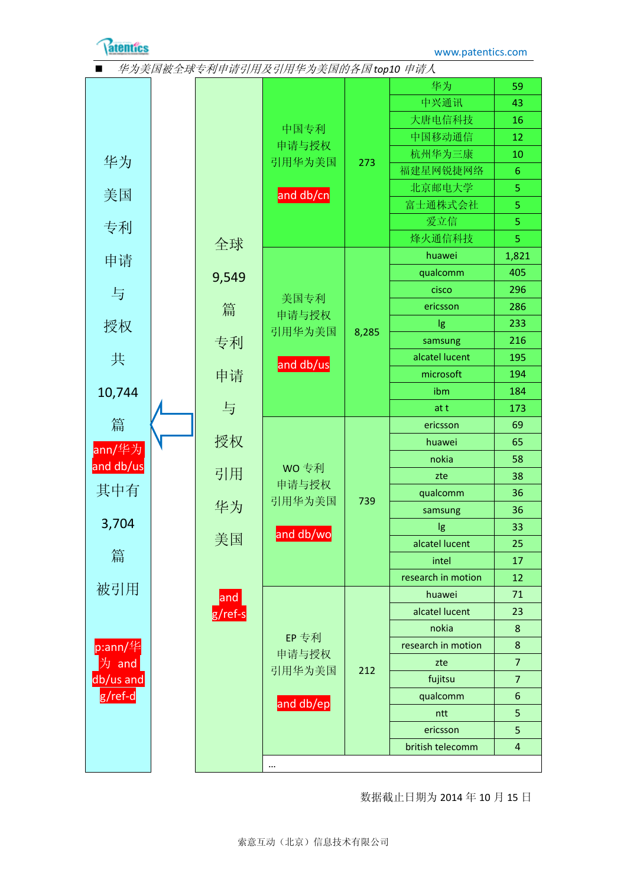■ *华为美国被全球专利申请引用及引用华为美国的各国 top10 申请人*

| | | | | | |
|---|---|---|---|---|---|
| 华为美国专利申请与授权共 10,744 篇 ann/华为 and db/us 其中有 3,704 篇被引用 p:ann/华为 and db/us and g/ref-d | 全球 9,549 篇专利申请与授权引用华为美国 and g/ref-s | 中国专利申请与授权引用华为美国 and db/cn | 273 | 华为 | 59 |
| | | | | 中兴通讯 | 43 |
| | | | | 大唐电信科技 | 16 |
| | | | | 中国移动通信 | 12 |
| | | | | 杭州华为三康 | 10 |
| | | | | 福建星网锐捷网络 | 6 |
| | | | | 北京邮电大学 | 5 |
| | | | | 富士通株式会社 | 5 |
| | | | | 爱立信 | 5 |
| | | | | 烽火通信科技 | 5 |
| | | 美国专利申请与授权引用华为美国 and db/us | 8,285 | huawei | 1,821 |
| | | | | qualcomm | 405 |
| | | | | cisco | 296 |
| | | | | ericsson | 286 |
| | | | | lg | 233 |
| | | | | samsung | 216 |
| | | | | alcatel lucent | 195 |
| | | | | microsoft | 194 |
| | | | | ibm | 184 |
| | | | | at t | 173 |
| | | WO 专利申请与授权引用华为美国 and db/wo | 739 | ericsson | 69 |
| | | | | huawei | 65 |
| | | | | nokia | 58 |
| | | | | zte | 38 |
| | | | | qualcomm | 36 |
| | | | | samsung | 36 |
| | | | | lg | 33 |
| | | | | alcatel lucent | 25 |
| | | | | intel | 17 |
| | | | | research in motion | 12 |
| | | EP 专利申请与授权引用华为美国 and db/ep | 212 | huawei | 71 |
| | | | | alcatel lucent | 23 |
| | | | | nokia | 8 |
| | | | | research in motion | 8 |
| | | | | zte | 7 |
| | | | | fujitsu | 7 |
| | | | | qualcomm | 6 |
| | | | | ntt | 5 |
| | | | | ericsson | 5 |
| | | | | british telecomm | 4 |
| | | … | | | |

数据截止日期为 2014 年 10 月 15 日

索意互动（北京）信息技术有限公司